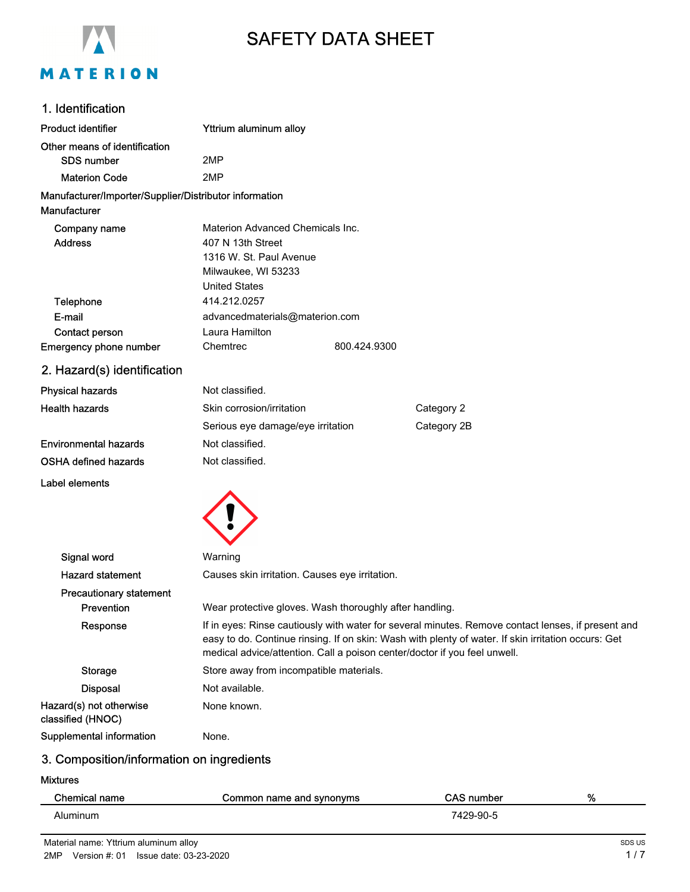# SAFETY DATA SHEET

## 1. Identification

**Product identifier** Yttrium aluminum alloy

**Other means of identification**

- **SDS number** 2MP
- **Materion Code** 2MP

**Manufacturer/Importer/Supplier/Distributor information**

**Manufacturer**

| | |
|---|---|
| Company name | Materion Advanced Chemicals Inc. |
| Address | 407 N 13th Street<br>1316 W. St. Paul Avenue<br>Milwaukee, WI 53233<br>United States |
| Telephone | 414.212.0257 |
| E-mail | advancedmaterials@materion.com |
| Contact person | Laura Hamilton |
| Emergency phone number | Chemtrec 800.424.9300 |

## 2. Hazard(s) identification

| | | |
|---|---|---|
| Physical hazards | Not classified. | |
| Health hazards | Skin corrosion/irritation | Category 2 |
| | Serious eye damage/eye irritation | Category 2B |
| Environmental hazards | Not classified. | |
| OSHA defined hazards | Not classified. | |

**Label elements**

**Signal word** Warning

**Hazard statement** Causes skin irritation. Causes eye irritation.

**Precautionary statement**

**Prevention** Wear protective gloves. Wash thoroughly after handling.

**Response** If in eyes: Rinse cautiously with water for several minutes. Remove contact lenses, if present and easy to do. Continue rinsing. If on skin: Wash with plenty of water. If skin irritation occurs: Get medical advice/attention. Call a poison center/doctor if you feel unwell.

**Storage** Store away from incompatible materials.

**Disposal** Not available.

**Hazard(s) not otherwise classified (HNOC)** None known.

**Supplemental information** None.

## 3. Composition/information on ingredients

**Mixtures**

| Chemical name | Common name and synonyms | CAS number | % |
|---|---|---|---|
| Aluminum | | 7429-90-5 | |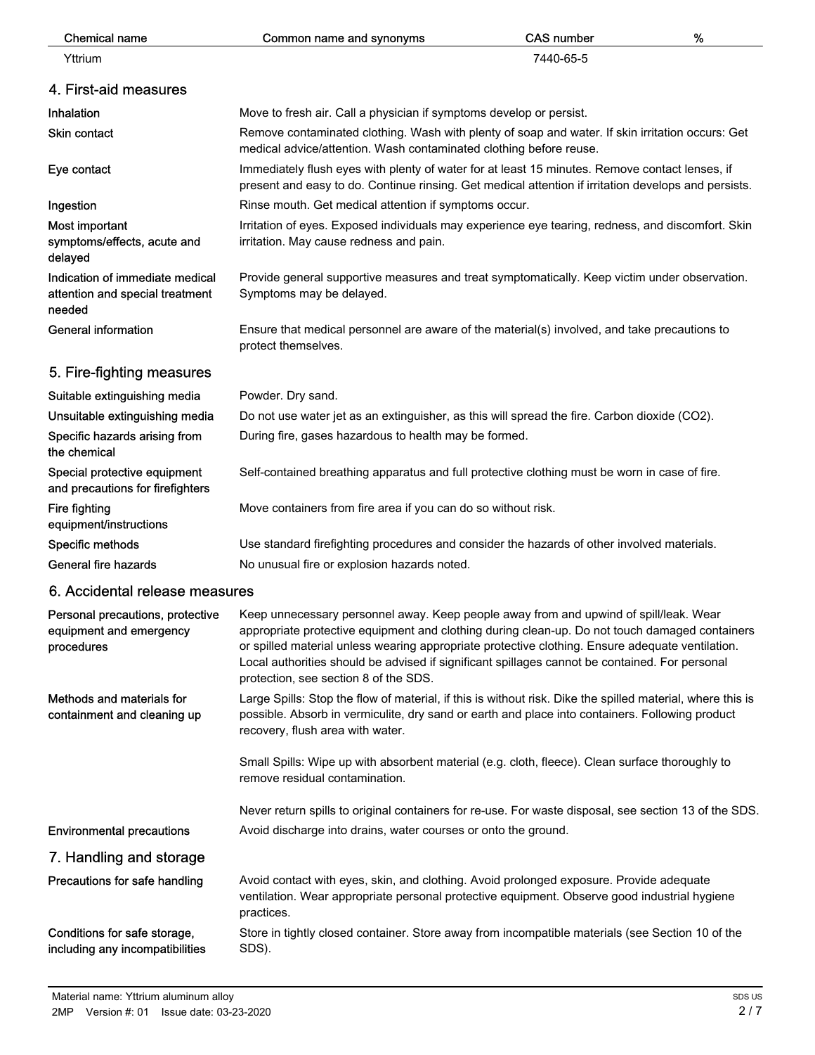| Chemical name | Common name and synonyms | CAS number | % |
| --- | --- | --- | --- |
| Yttrium | | 7440-65-5 | |

## 4. First-aid measures

| | |
| --- | --- |
| **Inhalation** | Move to fresh air. Call a physician if symptoms develop or persist. |
| **Skin contact** | Remove contaminated clothing. Wash with plenty of soap and water. If skin irritation occurs: Get medical advice/attention. Wash contaminated clothing before reuse. |
| **Eye contact** | Immediately flush eyes with plenty of water for at least 15 minutes. Remove contact lenses, if present and easy to do. Continue rinsing. Get medical attention if irritation develops and persists. |
| **Ingestion** | Rinse mouth. Get medical attention if symptoms occur. |
| **Most important symptoms/effects, acute and delayed** | Irritation of eyes. Exposed individuals may experience eye tearing, redness, and discomfort. Skin irritation. May cause redness and pain. |
| **Indication of immediate medical attention and special treatment needed** | Provide general supportive measures and treat symptomatically. Keep victim under observation. Symptoms may be delayed. |
| **General information** | Ensure that medical personnel are aware of the material(s) involved, and take precautions to protect themselves. |

## 5. Fire-fighting measures

| | |
| --- | --- |
| **Suitable extinguishing media** | Powder. Dry sand. |
| **Unsuitable extinguishing media** | Do not use water jet as an extinguisher, as this will spread the fire. Carbon dioxide ($CO_2$). |
| **Specific hazards arising from the chemical** | During fire, gases hazardous to health may be formed. |
| **Special protective equipment and precautions for firefighters** | Self-contained breathing apparatus and full protective clothing must be worn in case of fire. |
| **Fire fighting equipment/instructions** | Move containers from fire area if you can do so without risk. |
| **Specific methods** | Use standard firefighting procedures and consider the hazards of other involved materials. |
| **General fire hazards** | No unusual fire or explosion hazards noted. |

## 6. Accidental release measures

**Personal precautions, protective equipment and emergency procedures**

Keep unnecessary personnel away. Keep people away from and upwind of spill/leak. Wear appropriate protective equipment and clothing during clean-up. Do not touch damaged containers or spilled material unless wearing appropriate protective clothing. Ensure adequate ventilation. Local authorities should be advised if significant spillages cannot be contained. For personal protection, see section 8 of the SDS.

**Methods and materials for containment and cleaning up**

Large Spills: Stop the flow of material, if this is without risk. Dike the spilled material, where this is possible. Absorb in vermiculite, dry sand or earth and place into containers. Following product recovery, flush area with water.

Small Spills: Wipe up with absorbent material (e.g. cloth, fleece). Clean surface thoroughly to remove residual contamination.

Never return spills to original containers for re-use. For waste disposal, see section 13 of the SDS.

**Environmental precautions**

Avoid discharge into drains, water courses or onto the ground.

## 7. Handling and storage

| | |
| --- | --- |
| **Precautions for safe handling** | Avoid contact with eyes, skin, and clothing. Avoid prolonged exposure. Provide adequate ventilation. Wear appropriate personal protective equipment. Observe good industrial hygiene practices. |
| **Conditions for safe storage, including any incompatibilities** | Store in tightly closed container. Store away from incompatible materials (see Section 10 of the SDS). |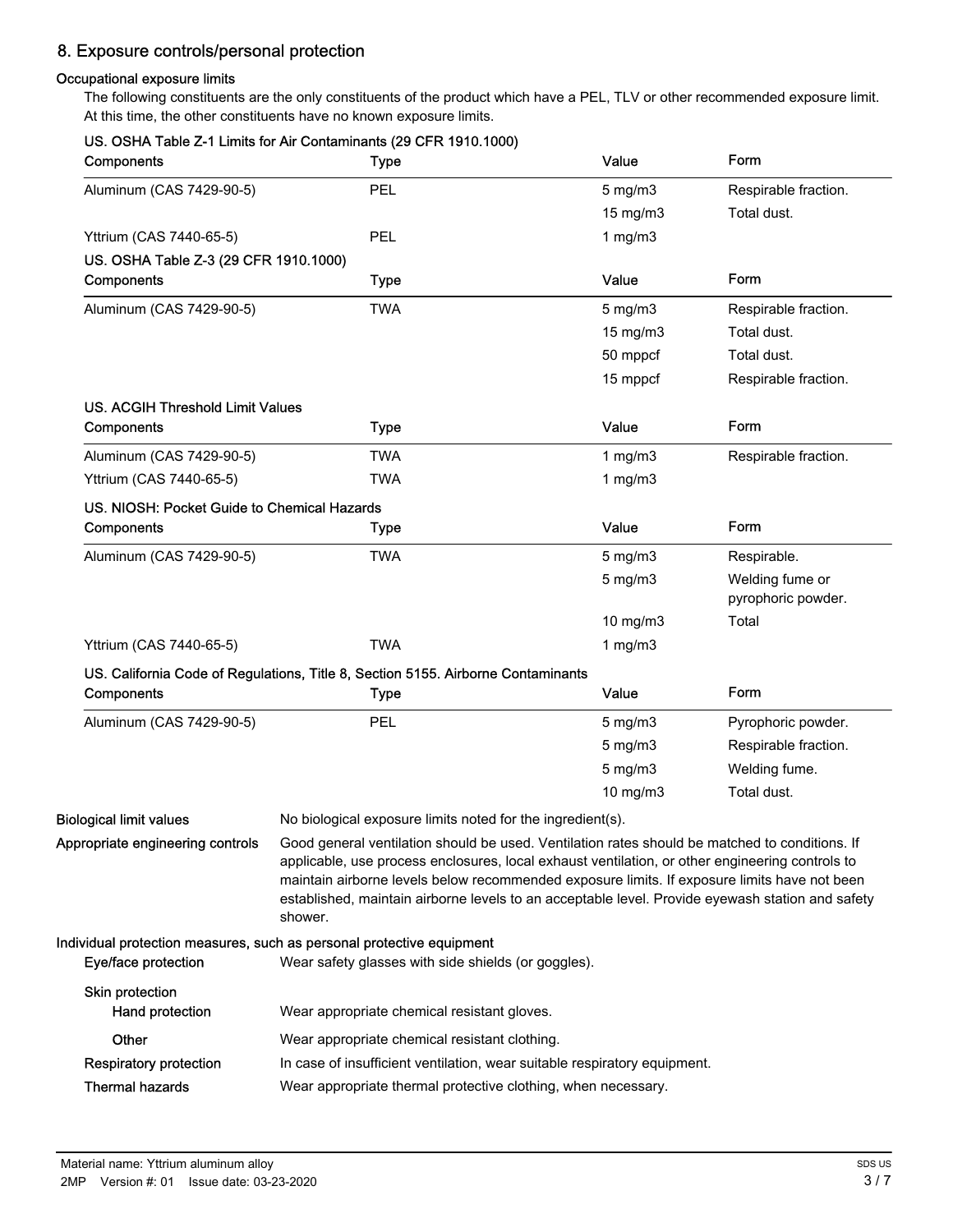## 8. Exposure controls/personal protection

### Occupational exposure limits

The following constituents are the only constituents of the product which have a PEL, TLV or other recommended exposure limit. At this time, the other constituents have no known exposure limits.

**US. OSHA Table Z-1 Limits for Air Contaminants (29 CFR 1910.1000)**

| Components | Type | Value | Form |
|---|---|---|---|
| Aluminum (CAS 7429-90-5) | PEL | 5 mg/m3 | Respirable fraction. |
| | | 15 mg/m3 | Total dust. |
| Yttrium (CAS 7440-65-5) | PEL | 1 mg/m3 | |

**US. OSHA Table Z-3 (29 CFR 1910.1000)**

| Components | Type | Value | Form |
|---|---|---|---|
| Aluminum (CAS 7429-90-5) | TWA | 5 mg/m3 | Respirable fraction. |
| | | 15 mg/m3 | Total dust. |
| | | 50 mppcf | Total dust. |
| | | 15 mppcf | Respirable fraction. |

**US. ACGIH Threshold Limit Values**

| Components | Type | Value | Form |
|---|---|---|---|
| Aluminum (CAS 7429-90-5) | TWA | 1 mg/m3 | Respirable fraction. |
| Yttrium (CAS 7440-65-5) | TWA | 1 mg/m3 | |

**US. NIOSH: Pocket Guide to Chemical Hazards**

| Components | Type | Value | Form |
|---|---|---|---|
| Aluminum (CAS 7429-90-5) | TWA | 5 mg/m3 | Respirable. |
| | | 5 mg/m3 | Welding fume or pyrophoric powder. |
| | | 10 mg/m3 | Total |
| Yttrium (CAS 7440-65-5) | TWA | 1 mg/m3 | |

**US. California Code of Regulations, Title 8, Section 5155. Airborne Contaminants**

| Components | Type | Value | Form |
|---|---|---|---|
| Aluminum (CAS 7429-90-5) | PEL | 5 mg/m3 | Pyrophoric powder. |
| | | 5 mg/m3 | Respirable fraction. |
| | | 5 mg/m3 | Welding fume. |
| | | 10 mg/m3 | Total dust. |

**Biological limit values**
No biological exposure limits noted for the ingredient(s).

**Appropriate engineering controls**
Good general ventilation should be used. Ventilation rates should be matched to conditions. If applicable, use process enclosures, local exhaust ventilation, or other engineering controls to maintain airborne levels below recommended exposure limits. If exposure limits have not been established, maintain airborne levels to an acceptable level. Provide eyewash station and safety shower.

### Individual protection measures, such as personal protective equipment

**Eye/face protection**
Wear safety glasses with side shields (or goggles).

**Skin protection**

**Hand protection**
Wear appropriate chemical resistant gloves.

**Other**
Wear appropriate chemical resistant clothing.

**Respiratory protection**
In case of insufficient ventilation, wear suitable respiratory equipment.

**Thermal hazards**
Wear appropriate thermal protective clothing, when necessary.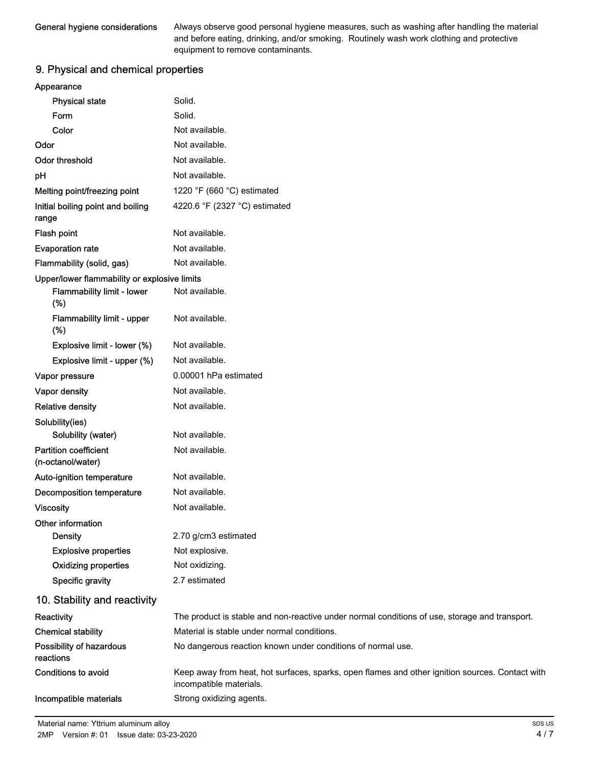| | |
|---|---|
| **General hygiene considerations** | Always observe good personal hygiene measures, such as washing after handling the material and before eating, drinking, and/or smoking. Routinely wash work clothing and protective equipment to remove contaminants. |

## 9. Physical and chemical properties

| | |
|---|---|
| **Appearance** | |
| Physical state | Solid. |
| Form | Solid. |
| Color | Not available. |
| **Odor** | Not available. |
| **Odor threshold** | Not available. |
| **pH** | Not available. |
| **Melting point/freezing point** | 1220 °F (660 °C) estimated |
| **Initial boiling point and boiling range** | 4220.6 °F (2327 °C) estimated |
| **Flash point** | Not available. |
| **Evaporation rate** | Not available. |
| **Flammability (solid, gas)** | Not available. |
| **Upper/lower flammability or explosive limits** | |
| Flammability limit - lower (%) | Not available. |
| Flammability limit - upper (%) | Not available. |
| Explosive limit - lower (%) | Not available. |
| Explosive limit - upper (%) | Not available. |
| **Vapor pressure** | 0.00001 hPa estimated |
| **Vapor density** | Not available. |
| **Relative density** | Not available. |
| **Solubility(ies)** | |
| Solubility (water) | Not available. |
| **Partition coefficient (n-octanol/water)** | Not available. |
| **Auto-ignition temperature** | Not available. |
| **Decomposition temperature** | Not available. |
| **Viscosity** | Not available. |
| **Other information** | |
| Density | 2.70 g/cm3 estimated |
| Explosive properties | Not explosive. |
| Oxidizing properties | Not oxidizing. |
| Specific gravity | 2.7 estimated |

## 10. Stability and reactivity

| | |
|---|---|
| **Reactivity** | The product is stable and non-reactive under normal conditions of use, storage and transport. |
| **Chemical stability** | Material is stable under normal conditions. |
| **Possibility of hazardous reactions** | No dangerous reaction known under conditions of normal use. |
| **Conditions to avoid** | Keep away from heat, hot surfaces, sparks, open flames and other ignition sources. Contact with incompatible materials. |
| **Incompatible materials** | Strong oxidizing agents. |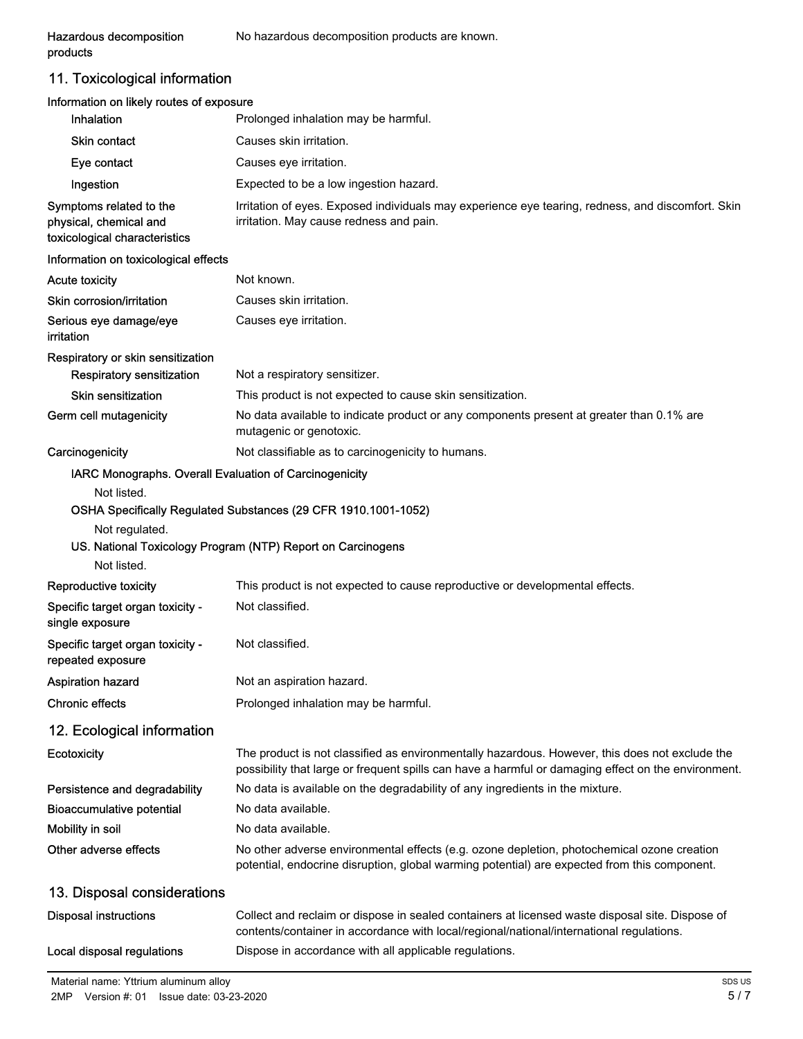**Hazardous decomposition products** No hazardous decomposition products are known.

## 11. Toxicological information

**Information on likely routes of exposure**

| | |
|---|---|
| **Inhalation** | Prolonged inhalation may be harmful. |
| **Skin contact** | Causes skin irritation. |
| **Eye contact** | Causes eye irritation. |
| **Ingestion** | Expected to be a low ingestion hazard. |
| **Symptoms related to the physical, chemical and toxicological characteristics** | Irritation of eyes. Exposed individuals may experience eye tearing, redness, and discomfort. Skin irritation. May cause redness and pain. |

**Information on toxicological effects**

| | |
|---|---|
| **Acute toxicity** | Not known. |
| **Skin corrosion/irritation** | Causes skin irritation. |
| **Serious eye damage/eye irritation** | Causes eye irritation. |

**Respiratory or skin sensitization**

| | |
|---|---|
| **Respiratory sensitization** | Not a respiratory sensitizer. |
| **Skin sensitization** | This product is not expected to cause skin sensitization. |
| **Germ cell mutagenicity** | No data available to indicate product or any components present at greater than 0.1% are mutagenic or genotoxic. |
| **Carcinogenicity** | Not classifiable as to carcinogenicity to humans. |

**IARC Monographs. Overall Evaluation of Carcinogenicity**

Not listed.

**OSHA Specifically Regulated Substances (29 CFR 1910.1001-1052)**

Not regulated.

**US. National Toxicology Program (NTP) Report on Carcinogens**

Not listed.

| | |
|---|---|
| **Reproductive toxicity** | This product is not expected to cause reproductive or developmental effects. |
| **Specific target organ toxicity - single exposure** | Not classified. |
| **Specific target organ toxicity - repeated exposure** | Not classified. |
| **Aspiration hazard** | Not an aspiration hazard. |
| **Chronic effects** | Prolonged inhalation may be harmful. |

## 12. Ecological information

| | |
|---|---|
| **Ecotoxicity** | The product is not classified as environmentally hazardous. However, this does not exclude the possibility that large or frequent spills can have a harmful or damaging effect on the environment. |
| **Persistence and degradability** | No data is available on the degradability of any ingredients in the mixture. |
| **Bioaccumulative potential** | No data available. |
| **Mobility in soil** | No data available. |
| **Other adverse effects** | No other adverse environmental effects (e.g. ozone depletion, photochemical ozone creation potential, endocrine disruption, global warming potential) are expected from this component. |

## 13. Disposal considerations

| | |
|---|---|
| **Disposal instructions** | Collect and reclaim or dispose in sealed containers at licensed waste disposal site. Dispose of contents/container in accordance with local/regional/national/international regulations. |
| **Local disposal regulations** | Dispose in accordance with all applicable regulations. |

Material name: Yttrium aluminum alloy
2MP Version #: 01 Issue date: 03-23-2020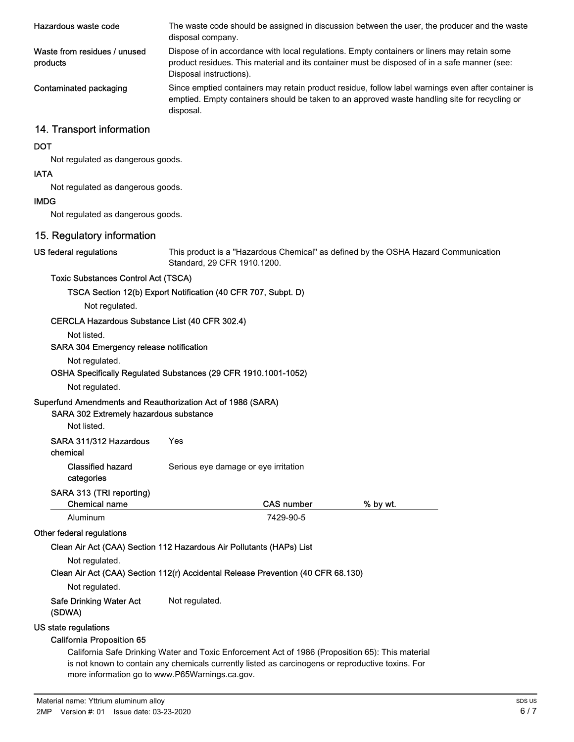**Hazardous waste code**
The waste code should be assigned in discussion between the user, the producer and the waste disposal company.

**Waste from residues / unused products**
Dispose of in accordance with local regulations. Empty containers or liners may retain some product residues. This material and its container must be disposed of in a safe manner (see: Disposal instructions).

**Contaminated packaging**
Since emptied containers may retain product residue, follow label warnings even after container is emptied. Empty containers should be taken to an approved waste handling site for recycling or disposal.

## 14. Transport information

**DOT**

Not regulated as dangerous goods.

**IATA**

Not regulated as dangerous goods.

**IMDG**

Not regulated as dangerous goods.

## 15. Regulatory information

**US federal regulations**
This product is a "Hazardous Chemical" as defined by the OSHA Hazard Communication Standard, 29 CFR 1910.1200.

**Toxic Substances Control Act (TSCA)**

**TSCA Section 12(b) Export Notification (40 CFR 707, Subpt. D)**

Not regulated.

**CERCLA Hazardous Substance List (40 CFR 302.4)**

Not listed.

**SARA 304 Emergency release notification**

Not regulated.

**OSHA Specifically Regulated Substances (29 CFR 1910.1001-1052)**

Not regulated.

**Superfund Amendments and Reauthorization Act of 1986 (SARA)**

**SARA 302 Extremely hazardous substance**

Not listed.

**SARA 311/312 Hazardous chemical**
Yes

**Classified hazard categories**
Serious eye damage or eye irritation

**SARA 313 (TRI reporting)**

| Chemical name | CAS number | % by wt. |
|---|---|---|
| Aluminum | 7429-90-5 | |

**Other federal regulations**

**Clean Air Act (CAA) Section 112 Hazardous Air Pollutants (HAPs) List**

Not regulated.

**Clean Air Act (CAA) Section 112(r) Accidental Release Prevention (40 CFR 68.130)**

Not regulated.

**Safe Drinking Water Act (SDWA)**
Not regulated.

**US state regulations**

**California Proposition 65**

California Safe Drinking Water and Toxic Enforcement Act of 1986 (Proposition 65): This material is not known to contain any chemicals currently listed as carcinogens or reproductive toxins. For more information go to www.P65Warnings.ca.gov.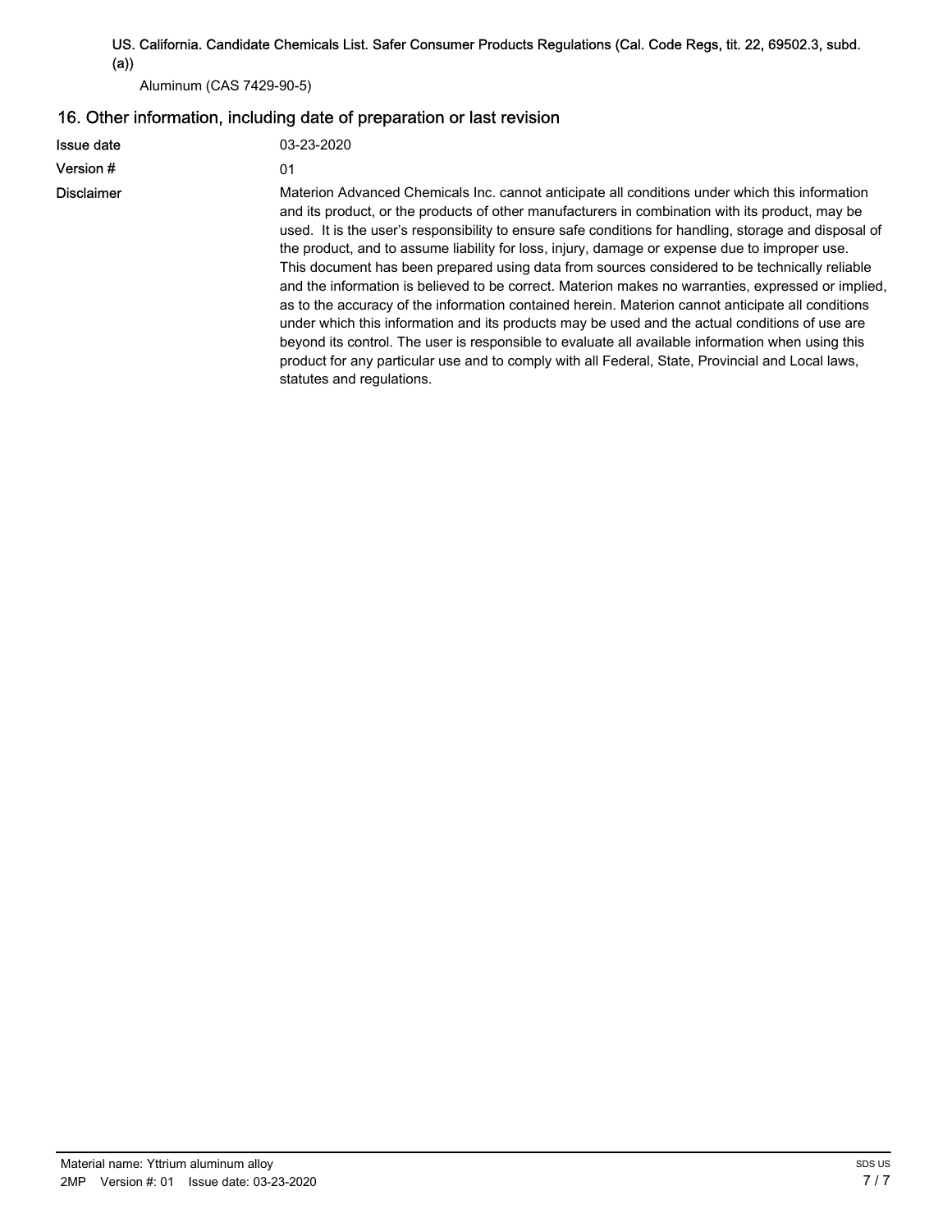**US. California. Candidate Chemicals List. Safer Consumer Products Regulations (Cal. Code Regs, tit. 22, 69502.3, subd. (a))**

Aluminum (CAS 7429-90-5)

## 16. Other information, including date of preparation or last revision

| | |
|---|---|
| **Issue date** | 03-23-2020 |
| **Version #** | 01 |
| **Disclaimer** | Materion Advanced Chemicals Inc. cannot anticipate all conditions under which this information and its product, or the products of other manufacturers in combination with its product, may be used. It is the user's responsibility to ensure safe conditions for handling, storage and disposal of the product, and to assume liability for loss, injury, damage or expense due to improper use. This document has been prepared using data from sources considered to be technically reliable and the information is believed to be correct. Materion makes no warranties, expressed or implied, as to the accuracy of the information contained herein. Materion cannot anticipate all conditions under which this information and its products may be used and the actual conditions of use are beyond its control. The user is responsible to evaluate all available information when using this product for any particular use and to comply with all Federal, State, Provincial and Local laws, statutes and regulations. |